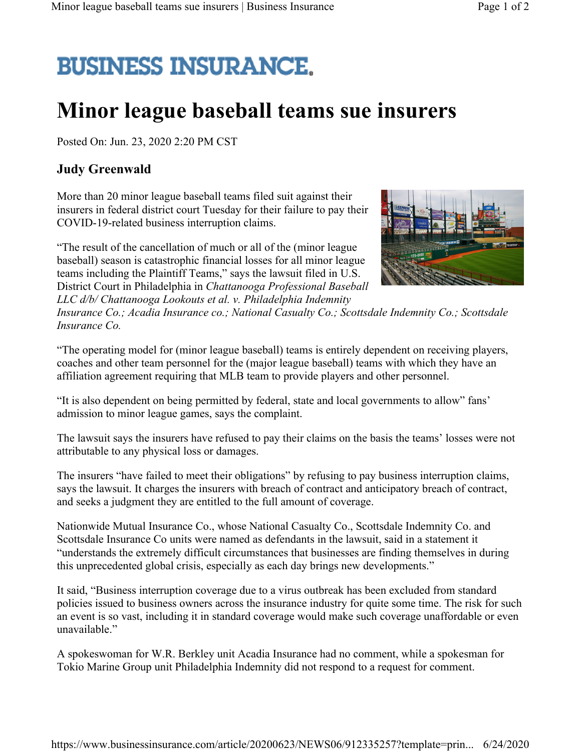# BUSINESS INSURANCE

# Minor league baseball teams sue insurers

Posted On: Jun. 23, 2020 2:20 PM CST

### Judy Greenwald

More than 20 minor league baseball teams filed suit against their insurers in federal district court Tuesday for their failure to pay their COVID-19-related business interruption claims.

"The result of the cancellation of much or all of the (minor league baseball) season is catastrophic financial losses for all minor league teams including the Plaintiff Teams," says the lawsuit filed in U.S. District Court in Philadelphia in *Chattanooga Professional Baseball LLC d/b/ Chattanooga Lookouts et al. v. Philadelphia Indemnity Insurance Co.; Acadia Insurance co.; National Casualty Co.; Scottsdale Indemnity Co.; Scottsdale Insurance Co.*

"The operating model for (minor league baseball) teams is entirely dependent on receiving players, coaches and other team personnel for the (major league baseball) teams with which they have an affiliation agreement requiring that MLB team to provide players and other personnel.

"It is also dependent on being permitted by federal, state and local governments to allow" fans' admission to minor league games, says the complaint.

The lawsuit says the insurers have refused to pay their claims on the basis the teams' losses were not attributable to any physical loss or damages.

The insurers "have failed to meet their obligations" by refusing to pay business interruption claims, says the lawsuit. It charges the insurers with breach of contract and anticipatory breach of contract, and seeks a judgment they are entitled to the full amount of coverage.

Nationwide Mutual Insurance Co., whose National Casualty Co., Scottsdale Indemnity Co. and Scottsdale Insurance Co units were named as defendants in the lawsuit, said in a statement it "understands the extremely difficult circumstances that businesses are finding themselves in during this unprecedented global crisis, especially as each day brings new developments."

It said, "Business interruption coverage due to a virus outbreak has been excluded from standard policies issued to business owners across the insurance industry for quite some time. The risk for such an event is so vast, including it in standard coverage would make such coverage unaffordable or even unavailable."

A spokeswoman for W.R. Berkley unit Acadia Insurance had no comment, while a spokesman for Tokio Marine Group unit Philadelphia Indemnity did not respond to a request for comment.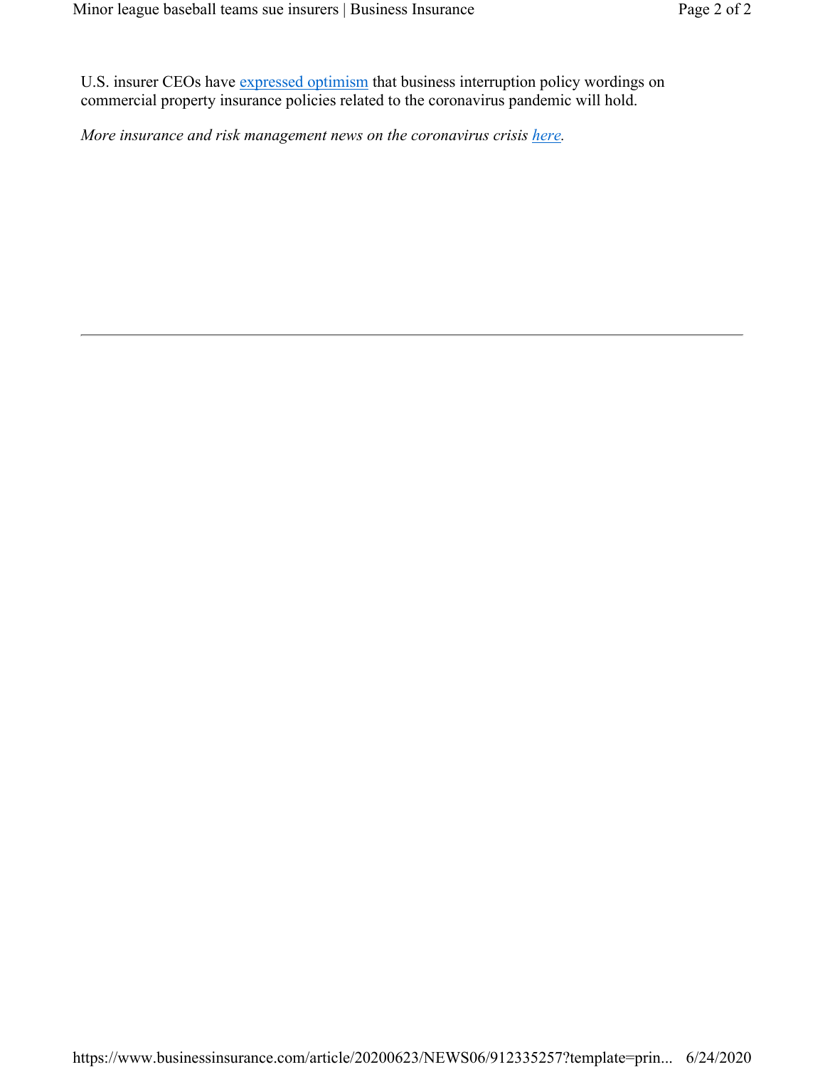U.S. insurer CEOs have expressed optimism that business interruption policy wordings on commercial property insurance policies related to the coronavirus pandemic will hold.

*More insurance and risk management news on the coronavirus crisis here.*